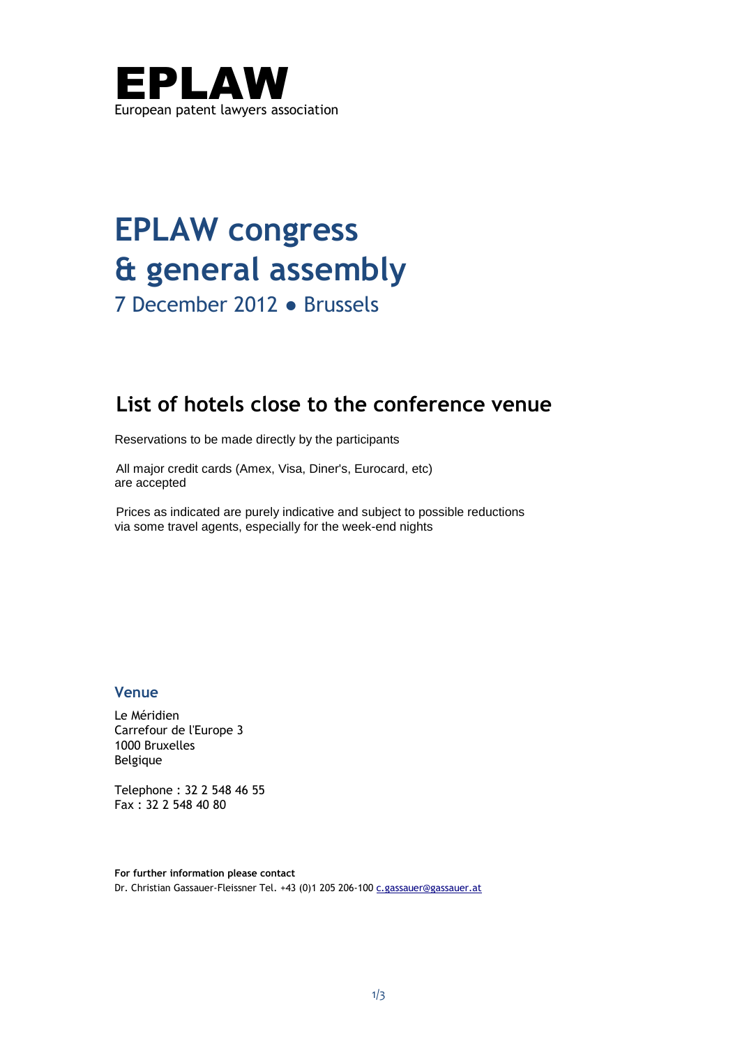# EPLAW

European patent lawyers association

# EPLAW congress & general assembly

7 December 2012 ● Brussels

## List of hotels close to the conference venue

Reservations to be made directly by the participants

All major credit cards (Amex, Visa, Diner's, Eurocard, etc) are accepted

Prices as indicated are purely indicative and subject to possible reductions via some travel agents, especially for the week-end nights

### Venue

Le Méridien
Carrefour de l'Europe 3
1000 Bruxelles
Belgique

Telephone : 32 2 548 46 55
Fax : 32 2 548 40 80

**For further information please contact**
Dr. Christian Gassauer-Fleissner Tel. +43 (0)1 205 206-100 c.gassauer@gassauer.at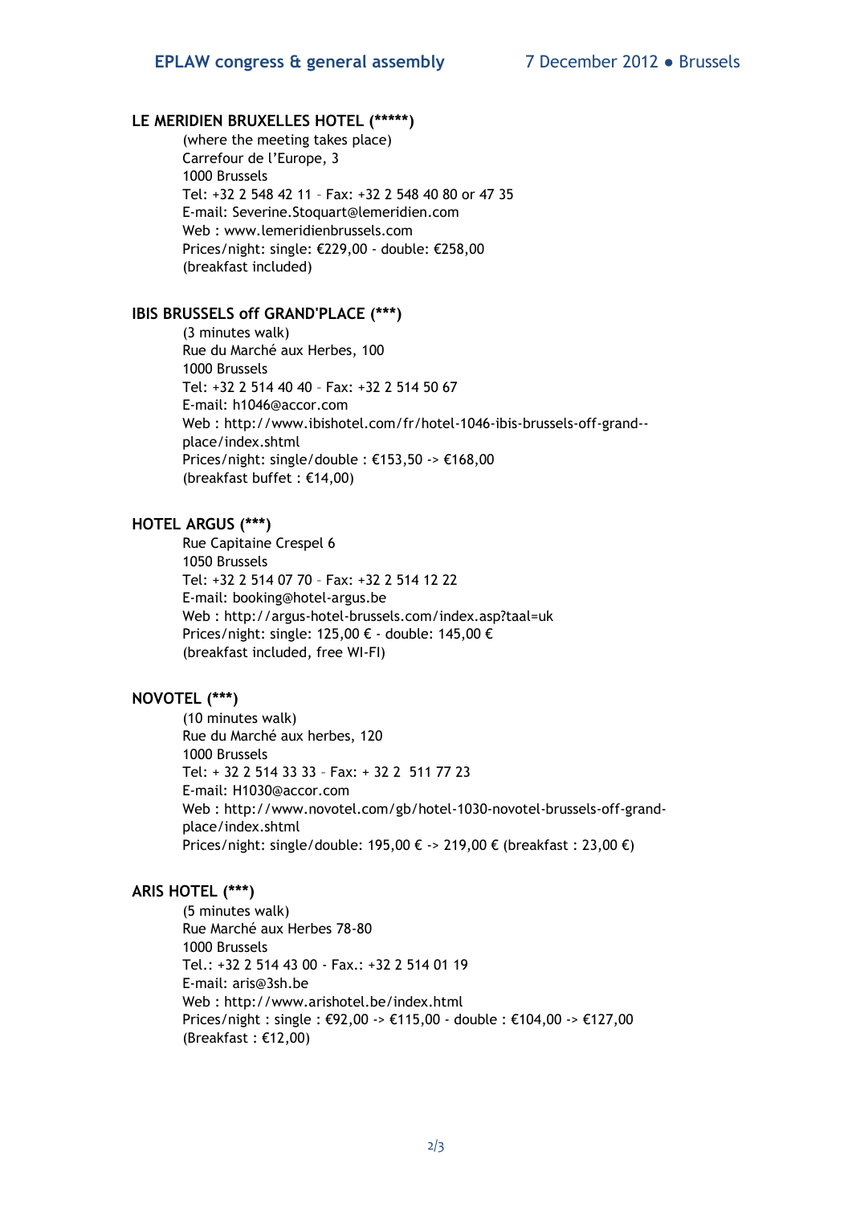### LE MERIDIEN BRUXELLES HOTEL (*****)

(where the meeting takes place)
Carrefour de l'Europe, 3
1000 Brussels
Tel: +32 2 548 42 11 – Fax: +32 2 548 40 80 or 47 35
E-mail: Severine.Stoquart@lemeridien.com
Web : www.lemeridienbrussels.com
Prices/night: single: €229,00 - double: €258,00
(breakfast included)

### IBIS BRUSSELS off GRAND'PLACE (***)

(3 minutes walk)
Rue du Marché aux Herbes, 100
1000 Brussels
Tel: +32 2 514 40 40 – Fax: +32 2 514 50 67
E-mail: h1046@accor.com
Web : http://www.ibishotel.com/fr/hotel-1046-ibis-brussels-off-grand--place/index.shtml
Prices/night: single/double : €153,50 -> €168,00
(breakfast buffet : €14,00)

### HOTEL ARGUS (***)

Rue Capitaine Crespel 6
1050 Brussels
Tel: +32 2 514 07 70 – Fax: +32 2 514 12 22
E-mail: booking@hotel-argus.be
Web : http://argus-hotel-brussels.com/index.asp?taal=uk
Prices/night: single: 125,00 € - double: 145,00 €
(breakfast included, free WI-FI)

### NOVOTEL (***)

(10 minutes walk)
Rue du Marché aux herbes, 120
1000 Brussels
Tel: + 32 2 514 33 33 – Fax: + 32 2 511 77 23
E-mail: H1030@accor.com
Web : http://www.novotel.com/gb/hotel-1030-novotel-brussels-off-grand-place/index.shtml
Prices/night: single/double: 195,00 € -> 219,00 € (breakfast : 23,00 €)

### ARIS HOTEL (***)

(5 minutes walk)
Rue Marché aux Herbes 78-80
1000 Brussels
Tel.: +32 2 514 43 00 - Fax.: +32 2 514 01 19
E-mail: aris@3sh.be
Web : http://www.arishotel.be/index.html
Prices/night : single : €92,00 -> €115,00 - double : €104,00 -> €127,00
(Breakfast : €12,00)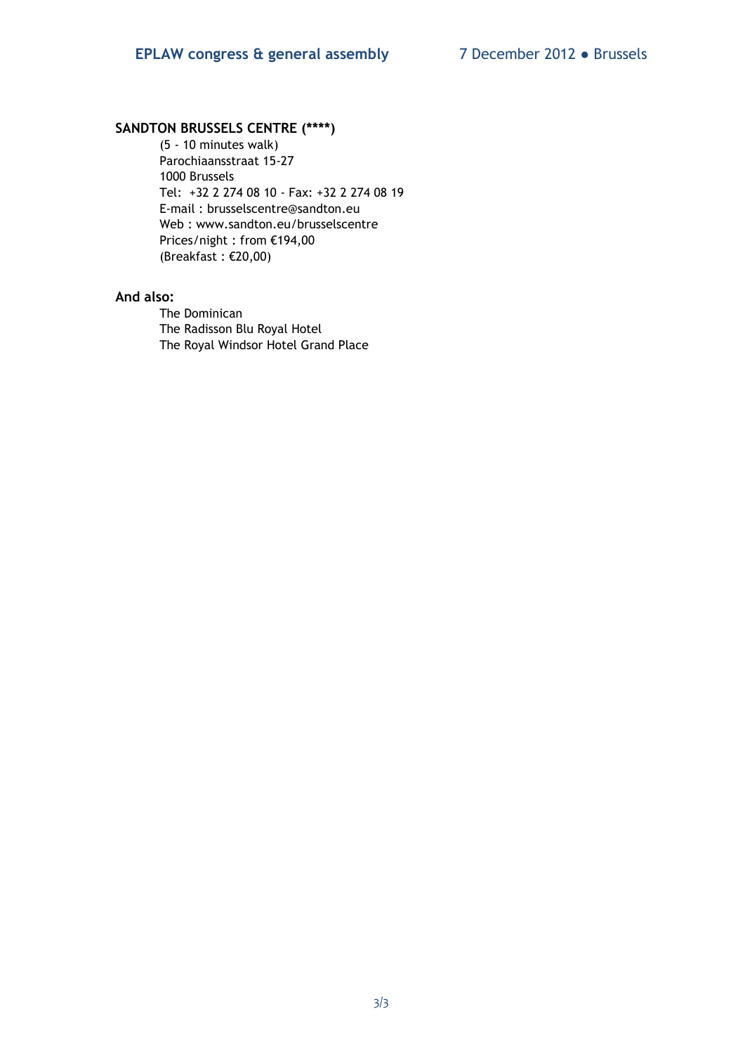**SANDTON BRUSSELS CENTRE (****)**

(5 - 10 minutes walk)
Parochiaansstraat 15-27
1000 Brussels
Tel: +32 2 274 08 10 - Fax: +32 2 274 08 19
E-mail : brusselscentre@sandton.eu
Web : www.sandton.eu/brusselscentre
Prices/night : from €194,00
(Breakfast : €20,00)

**And also:**

The Dominican
The Radisson Blu Royal Hotel
The Royal Windsor Hotel Grand Place